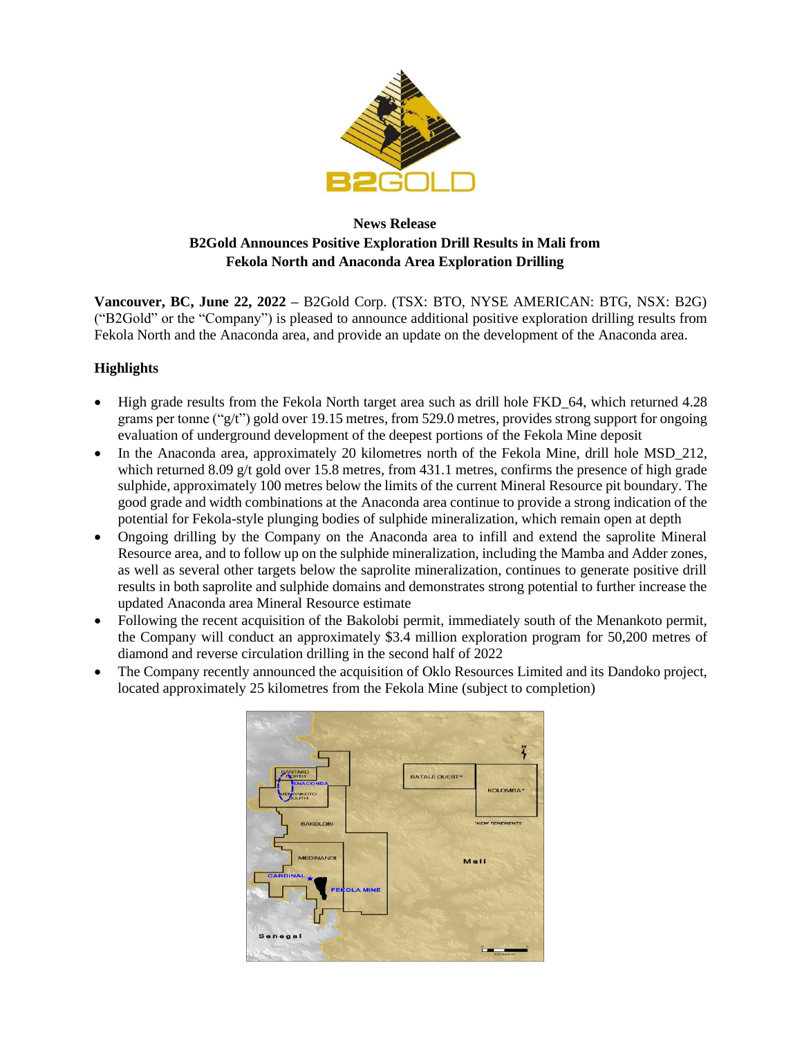**News Release**

**B2Gold Announces Positive Exploration Drill Results in Mali from Fekola North and Anaconda Area Exploration Drilling**

**Vancouver, BC, June 22, 2022 –** B2Gold Corp. (TSX: BTO, NYSE AMERICAN: BTG, NSX: B2G) ("B2Gold" or the "Company") is pleased to announce additional positive exploration drilling results from Fekola North and the Anaconda area, and provide an update on the development of the Anaconda area.

## Highlights

- High grade results from the Fekola North target area such as drill hole FKD_64, which returned 4.28 grams per tonne ("g/t") gold over 19.15 metres, from 529.0 metres, provides strong support for ongoing evaluation of underground development of the deepest portions of the Fekola Mine deposit
- In the Anaconda area, approximately 20 kilometres north of the Fekola Mine, drill hole MSD_212, which returned 8.09 g/t gold over 15.8 metres, from 431.1 metres, confirms the presence of high grade sulphide, approximately 100 metres below the limits of the current Mineral Resource pit boundary. The good grade and width combinations at the Anaconda area continue to provide a strong indication of the potential for Fekola-style plunging bodies of sulphide mineralization, which remain open at depth
- Ongoing drilling by the Company on the Anaconda area to infill and extend the saprolite Mineral Resource area, and to follow up on the sulphide mineralization, including the Mamba and Adder zones, as well as several other targets below the saprolite mineralization, continues to generate positive drill results in both saprolite and sulphide domains and demonstrates strong potential to further increase the updated Anaconda area Mineral Resource estimate
- Following the recent acquisition of the Bakolobi permit, immediately south of the Menankoto permit, the Company will conduct an approximately $3.4 million exploration program for 50,200 metres of diamond and reverse circulation drilling in the second half of 2022
- The Company recently announced the acquisition of Oklo Resources Limited and its Dandoko project, located approximately 25 kilometres from the Fekola Mine (subject to completion)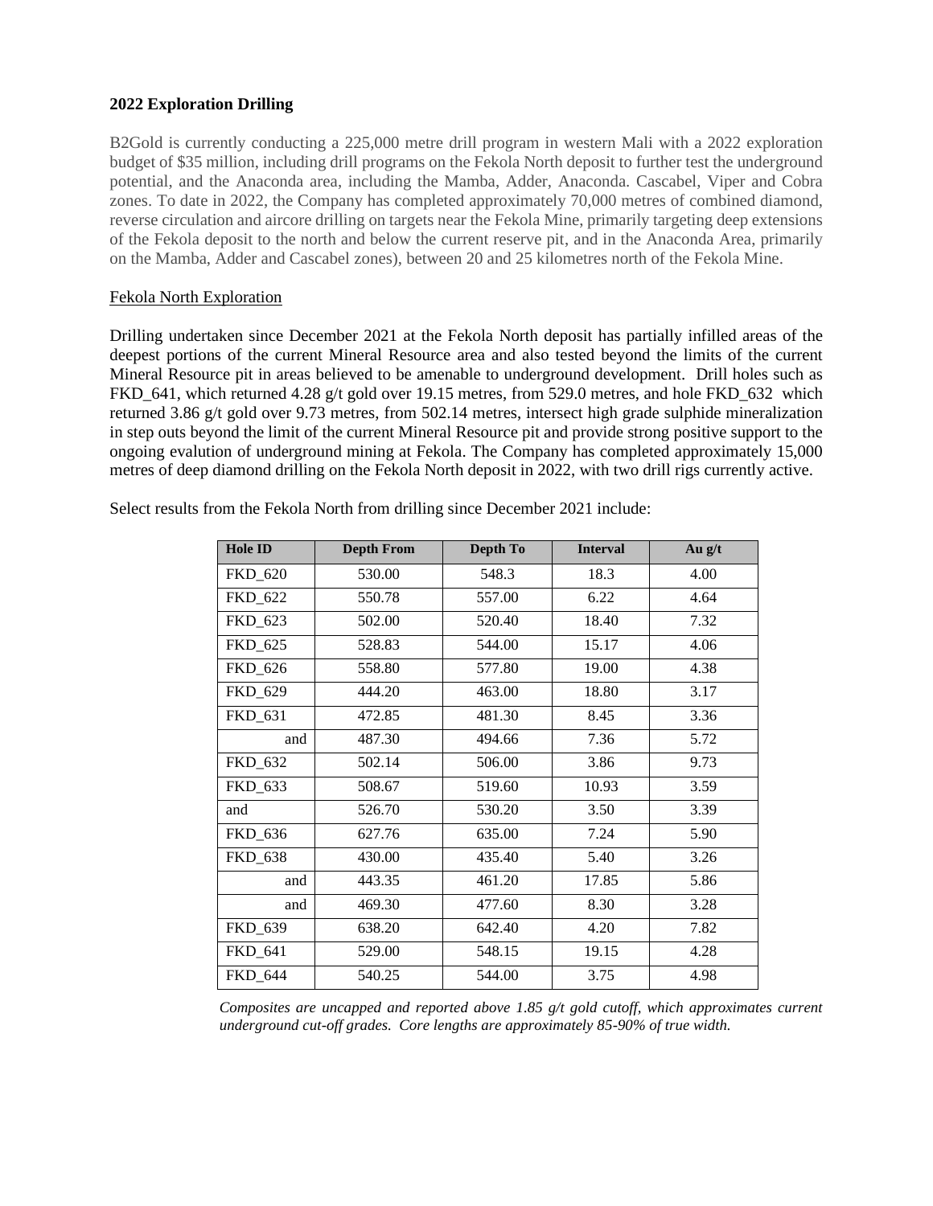**2022 Exploration Drilling**

B2Gold is currently conducting a 225,000 metre drill program in western Mali with a 2022 exploration budget of $35 million, including drill programs on the Fekola North deposit to further test the underground potential, and the Anaconda area, including the Mamba, Adder, Anaconda. Cascabel, Viper and Cobra zones. To date in 2022, the Company has completed approximately 70,000 metres of combined diamond, reverse circulation and aircore drilling on targets near the Fekola Mine, primarily targeting deep extensions of the Fekola deposit to the north and below the current reserve pit, and in the Anaconda Area, primarily on the Mamba, Adder and Cascabel zones), between 20 and 25 kilometres north of the Fekola Mine.

Fekola North Exploration

Drilling undertaken since December 2021 at the Fekola North deposit has partially infilled areas of the deepest portions of the current Mineral Resource area and also tested beyond the limits of the current Mineral Resource pit in areas believed to be amenable to underground development. Drill holes such as FKD_641, which returned 4.28 g/t gold over 19.15 metres, from 529.0 metres, and hole FKD_632 which returned 3.86 g/t gold over 9.73 metres, from 502.14 metres, intersect high grade sulphide mineralization in step outs beyond the limit of the current Mineral Resource pit and provide strong positive support to the ongoing evalution of underground mining at Fekola. The Company has completed approximately 15,000 metres of deep diamond drilling on the Fekola North deposit in 2022, with two drill rigs currently active.

Select results from the Fekola North from drilling since December 2021 include:

| Hole ID | Depth From | Depth To | Interval | Au g/t |
|---|---|---|---|---|
| FKD_620 | 530.00 | 548.3 | 18.3 | 4.00 |
| FKD_622 | 550.78 | 557.00 | 6.22 | 4.64 |
| FKD_623 | 502.00 | 520.40 | 18.40 | 7.32 |
| FKD_625 | 528.83 | 544.00 | 15.17 | 4.06 |
| FKD_626 | 558.80 | 577.80 | 19.00 | 4.38 |
| FKD_629 | 444.20 | 463.00 | 18.80 | 3.17 |
| FKD_631 | 472.85 | 481.30 | 8.45 | 3.36 |
| and | 487.30 | 494.66 | 7.36 | 5.72 |
| FKD_632 | 502.14 | 506.00 | 3.86 | 9.73 |
| FKD_633 | 508.67 | 519.60 | 10.93 | 3.59 |
| and | 526.70 | 530.20 | 3.50 | 3.39 |
| FKD_636 | 627.76 | 635.00 | 7.24 | 5.90 |
| FKD_638 | 430.00 | 435.40 | 5.40 | 3.26 |
| and | 443.35 | 461.20 | 17.85 | 5.86 |
| and | 469.30 | 477.60 | 8.30 | 3.28 |
| FKD_639 | 638.20 | 642.40 | 4.20 | 7.82 |
| FKD_641 | 529.00 | 548.15 | 19.15 | 4.28 |
| FKD_644 | 540.25 | 544.00 | 3.75 | 4.98 |

*Composites are uncapped and reported above 1.85 g/t gold cutoff, which approximates current underground cut-off grades. Core lengths are approximately 85-90% of true width.*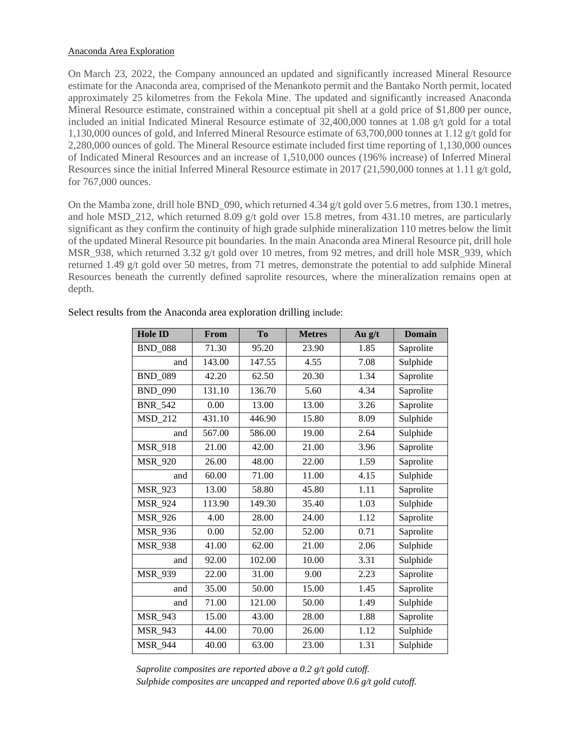Anaconda Area Exploration

On March 23, 2022, the Company announced an updated and significantly increased Mineral Resource estimate for the Anaconda area, comprised of the Menankoto permit and the Bantako North permit, located approximately 25 kilometres from the Fekola Mine. The updated and significantly increased Anaconda Mineral Resource estimate, constrained within a conceptual pit shell at a gold price of $1,800 per ounce, included an initial Indicated Mineral Resource estimate of 32,400,000 tonnes at 1.08 g/t gold for a total 1,130,000 ounces of gold, and Inferred Mineral Resource estimate of 63,700,000 tonnes at 1.12 g/t gold for 2,280,000 ounces of gold. The Mineral Resource estimate included first time reporting of 1,130,000 ounces of Indicated Mineral Resources and an increase of 1,510,000 ounces (196% increase) of Inferred Mineral Resources since the initial Inferred Mineral Resource estimate in 2017 (21,590,000 tonnes at 1.11 g/t gold, for 767,000 ounces.

On the Mamba zone, drill hole BND_090, which returned 4.34 g/t gold over 5.6 metres, from 130.1 metres, and hole MSD_212, which returned 8.09 g/t gold over 15.8 metres, from 431.10 metres, are particularly significant as they confirm the continuity of high grade sulphide mineralization 110 metres below the limit of the updated Mineral Resource pit boundaries. In the main Anaconda area Mineral Resource pit, drill hole MSR_938, which returned 3.32 g/t gold over 10 metres, from 92 metres, and drill hole MSR_939, which returned 1.49 g/t gold over 50 metres, from 71 metres, demonstrate the potential to add sulphide Mineral Resources beneath the currently defined saprolite resources, where the mineralization remains open at depth.

Select results from the Anaconda area exploration drilling include:

| Hole ID | From | To | Metres | Au g/t | Domain |
|---|---|---|---|---|---|
| BND_088 | 71.30 | 95.20 | 23.90 | 1.85 | Saprolite |
| and | 143.00 | 147.55 | 4.55 | 7.08 | Sulphide |
| BND_089 | 42.20 | 62.50 | 20.30 | 1.34 | Saprolite |
| BND_090 | 131.10 | 136.70 | 5.60 | 4.34 | Saprolite |
| BNR_542 | 0.00 | 13.00 | 13.00 | 3.26 | Saprolite |
| MSD_212 | 431.10 | 446.90 | 15.80 | 8.09 | Sulphide |
| and | 567.00 | 586.00 | 19.00 | 2.64 | Sulphide |
| MSR_918 | 21.00 | 42.00 | 21.00 | 3.96 | Saprolite |
| MSR_920 | 26.00 | 48.00 | 22.00 | 1.59 | Saprolite |
| and | 60.00 | 71.00 | 11.00 | 4.15 | Sulphide |
| MSR_923 | 13.00 | 58.80 | 45.80 | 1.11 | Saprolite |
| MSR_924 | 113.90 | 149.30 | 35.40 | 1.03 | Sulphide |
| MSR_926 | 4.00 | 28.00 | 24.00 | 1.12 | Saprolite |
| MSR_936 | 0.00 | 52.00 | 52.00 | 0.71 | Saprolite |
| MSR_938 | 41.00 | 62.00 | 21.00 | 2.06 | Sulphide |
| and | 92.00 | 102.00 | 10.00 | 3.31 | Sulphide |
| MSR_939 | 22.00 | 31.00 | 9.00 | 2.23 | Saprolite |
| and | 35.00 | 50.00 | 15.00 | 1.45 | Saprolite |
| and | 71.00 | 121.00 | 50.00 | 1.49 | Sulphide |
| MSR_943 | 15.00 | 43.00 | 28.00 | 1.88 | Saprolite |
| MSR_943 | 44.00 | 70.00 | 26.00 | 1.12 | Sulphide |
| MSR_944 | 40.00 | 63.00 | 23.00 | 1.31 | Sulphide |

*Saprolite composites are reported above a 0.2 g/t gold cutoff.*
*Sulphide composites are uncapped and reported above 0.6 g/t gold cutoff.*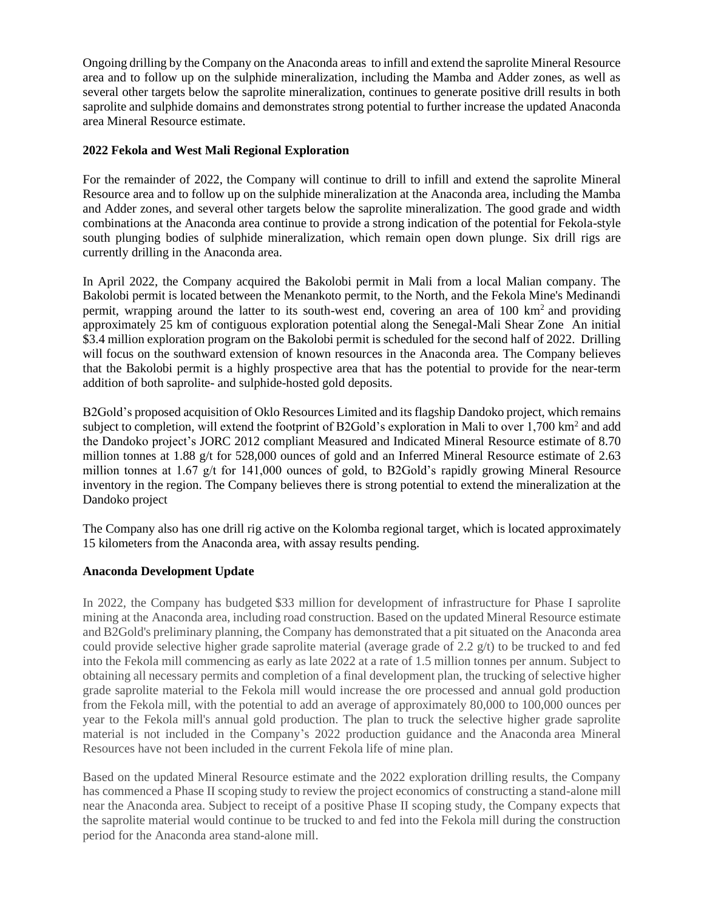Ongoing drilling by the Company on the Anaconda areas to infill and extend the saprolite Mineral Resource area and to follow up on the sulphide mineralization, including the Mamba and Adder zones, as well as several other targets below the saprolite mineralization, continues to generate positive drill results in both saprolite and sulphide domains and demonstrates strong potential to further increase the updated Anaconda area Mineral Resource estimate.

**2022 Fekola and West Mali Regional Exploration**

For the remainder of 2022, the Company will continue to drill to infill and extend the saprolite Mineral Resource area and to follow up on the sulphide mineralization at the Anaconda area, including the Mamba and Adder zones, and several other targets below the saprolite mineralization. The good grade and width combinations at the Anaconda area continue to provide a strong indication of the potential for Fekola-style south plunging bodies of sulphide mineralization, which remain open down plunge. Six drill rigs are currently drilling in the Anaconda area.

In April 2022, the Company acquired the Bakolobi permit in Mali from a local Malian company. The Bakolobi permit is located between the Menankoto permit, to the North, and the Fekola Mine's Medinandi permit, wrapping around the latter to its south-west end, covering an area of 100 km$^2$ and providing approximately 25 km of contiguous exploration potential along the Senegal-Mali Shear Zone An initial \$3.4 million exploration program on the Bakolobi permit is scheduled for the second half of 2022. Drilling will focus on the southward extension of known resources in the Anaconda area. The Company believes that the Bakolobi permit is a highly prospective area that has the potential to provide for the near-term addition of both saprolite- and sulphide-hosted gold deposits.

B2Gold's proposed acquisition of Oklo Resources Limited and its flagship Dandoko project, which remains subject to completion, will extend the footprint of B2Gold's exploration in Mali to over 1,700 km$^2$ and add the Dandoko project's JORC 2012 compliant Measured and Indicated Mineral Resource estimate of 8.70 million tonnes at 1.88 g/t for 528,000 ounces of gold and an Inferred Mineral Resource estimate of 2.63 million tonnes at 1.67 g/t for 141,000 ounces of gold, to B2Gold's rapidly growing Mineral Resource inventory in the region. The Company believes there is strong potential to extend the mineralization at the Dandoko project

The Company also has one drill rig active on the Kolomba regional target, which is located approximately 15 kilometers from the Anaconda area, with assay results pending.

**Anaconda Development Update**

In 2022, the Company has budgeted \$33 million for development of infrastructure for Phase I saprolite mining at the Anaconda area, including road construction. Based on the updated Mineral Resource estimate and B2Gold's preliminary planning, the Company has demonstrated that a pit situated on the Anaconda area could provide selective higher grade saprolite material (average grade of 2.2 g/t) to be trucked to and fed into the Fekola mill commencing as early as late 2022 at a rate of 1.5 million tonnes per annum. Subject to obtaining all necessary permits and completion of a final development plan, the trucking of selective higher grade saprolite material to the Fekola mill would increase the ore processed and annual gold production from the Fekola mill, with the potential to add an average of approximately 80,000 to 100,000 ounces per year to the Fekola mill's annual gold production. The plan to truck the selective higher grade saprolite material is not included in the Company's 2022 production guidance and the Anaconda area Mineral Resources have not been included in the current Fekola life of mine plan.

Based on the updated Mineral Resource estimate and the 2022 exploration drilling results, the Company has commenced a Phase II scoping study to review the project economics of constructing a stand-alone mill near the Anaconda area. Subject to receipt of a positive Phase II scoping study, the Company expects that the saprolite material would continue to be trucked to and fed into the Fekola mill during the construction period for the Anaconda area stand-alone mill.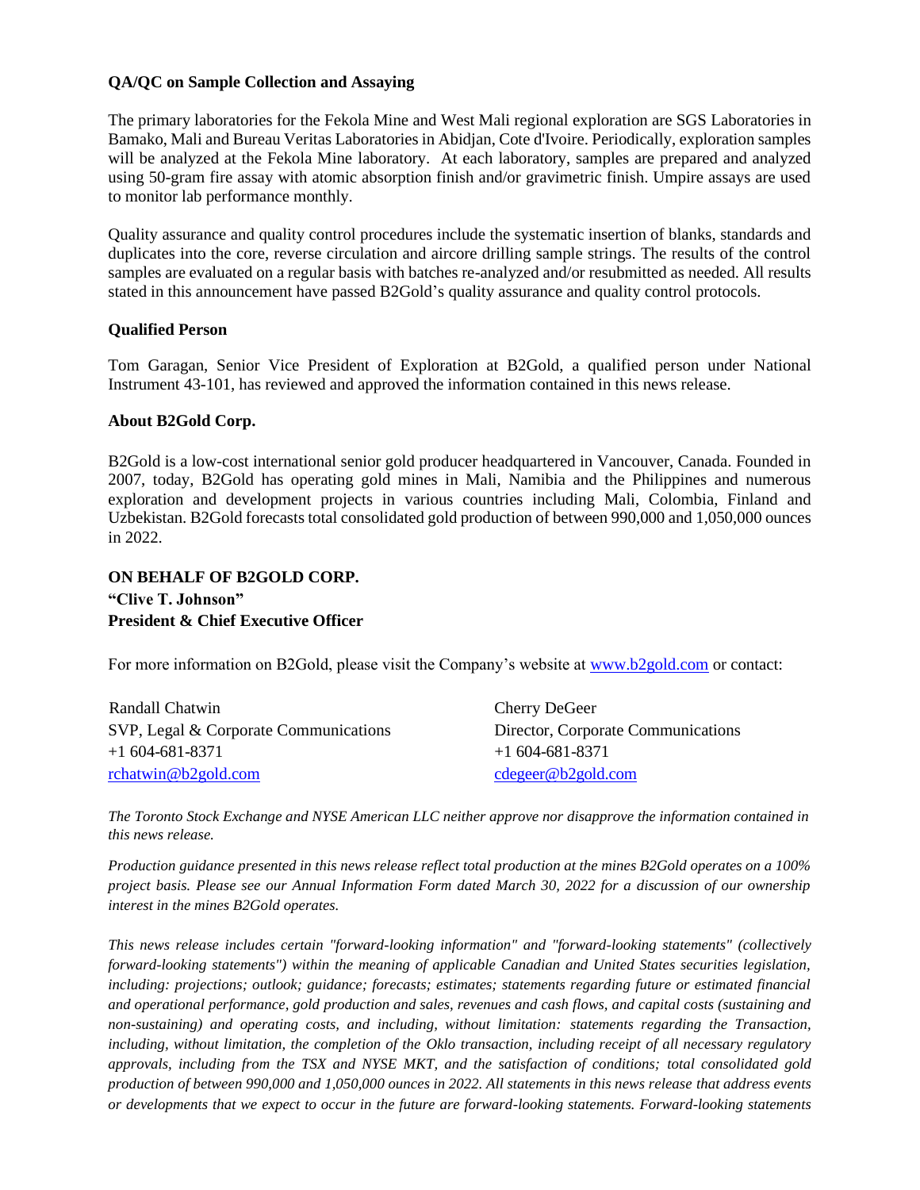**QA/QC on Sample Collection and Assaying**

The primary laboratories for the Fekola Mine and West Mali regional exploration are SGS Laboratories in Bamako, Mali and Bureau Veritas Laboratories in Abidjan, Cote d'Ivoire. Periodically, exploration samples will be analyzed at the Fekola Mine laboratory. At each laboratory, samples are prepared and analyzed using 50-gram fire assay with atomic absorption finish and/or gravimetric finish. Umpire assays are used to monitor lab performance monthly.

Quality assurance and quality control procedures include the systematic insertion of blanks, standards and duplicates into the core, reverse circulation and aircore drilling sample strings. The results of the control samples are evaluated on a regular basis with batches re-analyzed and/or resubmitted as needed. All results stated in this announcement have passed B2Gold's quality assurance and quality control protocols.

**Qualified Person**

Tom Garagan, Senior Vice President of Exploration at B2Gold, a qualified person under National Instrument 43-101, has reviewed and approved the information contained in this news release.

**About B2Gold Corp.**

B2Gold is a low-cost international senior gold producer headquartered in Vancouver, Canada. Founded in 2007, today, B2Gold has operating gold mines in Mali, Namibia and the Philippines and numerous exploration and development projects in various countries including Mali, Colombia, Finland and Uzbekistan. B2Gold forecasts total consolidated gold production of between 990,000 and 1,050,000 ounces in 2022.

**ON BEHALF OF B2GOLD CORP.**
**"Clive T. Johnson"**
**President & Chief Executive Officer**

For more information on B2Gold, please visit the Company's website at www.b2gold.com or contact:

Randall Chatwin
SVP, Legal & Corporate Communications
+1 604-681-8371
rchatwin@b2gold.com

Cherry DeGeer
Director, Corporate Communications
+1 604-681-8371
cdegeer@b2gold.com

*The Toronto Stock Exchange and NYSE American LLC neither approve nor disapprove the information contained in this news release.*

*Production guidance presented in this news release reflect total production at the mines B2Gold operates on a 100% project basis. Please see our Annual Information Form dated March 30, 2022 for a discussion of our ownership interest in the mines B2Gold operates.*

*This news release includes certain "forward-looking information" and "forward-looking statements" (collectively forward-looking statements") within the meaning of applicable Canadian and United States securities legislation, including: projections; outlook; guidance; forecasts; estimates; statements regarding future or estimated financial and operational performance, gold production and sales, revenues and cash flows, and capital costs (sustaining and non-sustaining) and operating costs, and including, without limitation: statements regarding the Transaction, including, without limitation, the completion of the Oklo transaction, including receipt of all necessary regulatory approvals, including from the TSX and NYSE MKT, and the satisfaction of conditions; total consolidated gold production of between 990,000 and 1,050,000 ounces in 2022. All statements in this news release that address events or developments that we expect to occur in the future are forward-looking statements. Forward-looking statements*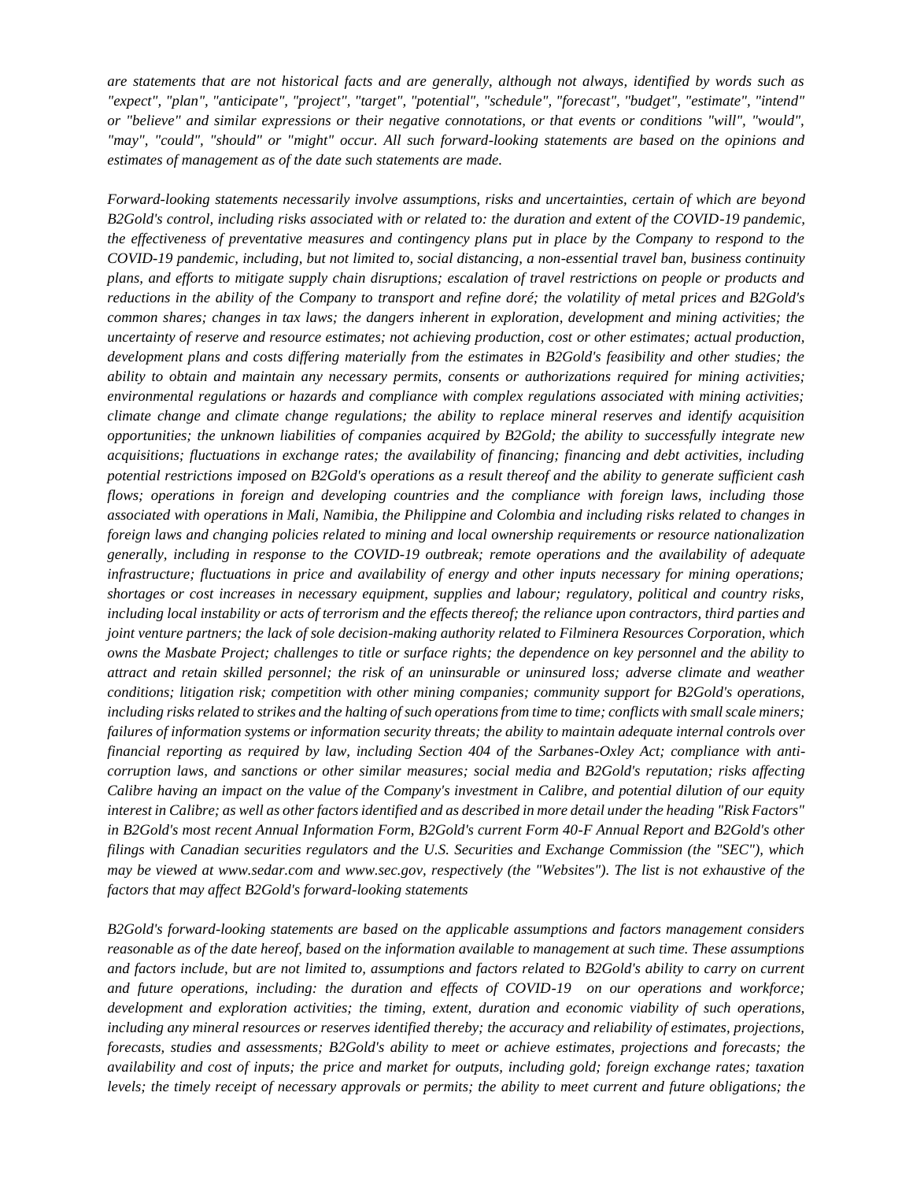*are statements that are not historical facts and are generally, although not always, identified by words such as "expect", "plan", "anticipate", "project", "target", "potential", "schedule", "forecast", "budget", "estimate", "intend" or "believe" and similar expressions or their negative connotations, or that events or conditions "will", "would", "may", "could", "should" or "might" occur. All such forward-looking statements are based on the opinions and estimates of management as of the date such statements are made.*

*Forward-looking statements necessarily involve assumptions, risks and uncertainties, certain of which are beyond B2Gold's control, including risks associated with or related to: the duration and extent of the COVID-19 pandemic, the effectiveness of preventative measures and contingency plans put in place by the Company to respond to the COVID-19 pandemic, including, but not limited to, social distancing, a non-essential travel ban, business continuity plans, and efforts to mitigate supply chain disruptions; escalation of travel restrictions on people or products and reductions in the ability of the Company to transport and refine doré; the volatility of metal prices and B2Gold's common shares; changes in tax laws; the dangers inherent in exploration, development and mining activities; the uncertainty of reserve and resource estimates; not achieving production, cost or other estimates; actual production, development plans and costs differing materially from the estimates in B2Gold's feasibility and other studies; the ability to obtain and maintain any necessary permits, consents or authorizations required for mining activities; environmental regulations or hazards and compliance with complex regulations associated with mining activities; climate change and climate change regulations; the ability to replace mineral reserves and identify acquisition opportunities; the unknown liabilities of companies acquired by B2Gold; the ability to successfully integrate new acquisitions; fluctuations in exchange rates; the availability of financing; financing and debt activities, including potential restrictions imposed on B2Gold's operations as a result thereof and the ability to generate sufficient cash flows; operations in foreign and developing countries and the compliance with foreign laws, including those associated with operations in Mali, Namibia, the Philippine and Colombia and including risks related to changes in foreign laws and changing policies related to mining and local ownership requirements or resource nationalization generally, including in response to the COVID-19 outbreak; remote operations and the availability of adequate infrastructure; fluctuations in price and availability of energy and other inputs necessary for mining operations; shortages or cost increases in necessary equipment, supplies and labour; regulatory, political and country risks, including local instability or acts of terrorism and the effects thereof; the reliance upon contractors, third parties and joint venture partners; the lack of sole decision-making authority related to Filminera Resources Corporation, which owns the Masbate Project; challenges to title or surface rights; the dependence on key personnel and the ability to attract and retain skilled personnel; the risk of an uninsurable or uninsured loss; adverse climate and weather conditions; litigation risk; competition with other mining companies; community support for B2Gold's operations, including risks related to strikes and the halting of such operations from time to time; conflicts with small scale miners; failures of information systems or information security threats; the ability to maintain adequate internal controls over financial reporting as required by law, including Section 404 of the Sarbanes-Oxley Act; compliance with anti-corruption laws, and sanctions or other similar measures; social media and B2Gold's reputation; risks affecting Calibre having an impact on the value of the Company's investment in Calibre, and potential dilution of our equity interest in Calibre; as well as other factors identified and as described in more detail under the heading "Risk Factors" in B2Gold's most recent Annual Information Form, B2Gold's current Form 40-F Annual Report and B2Gold's other filings with Canadian securities regulators and the U.S. Securities and Exchange Commission (the "SEC"), which may be viewed at www.sedar.com and www.sec.gov, respectively (the "Websites"). The list is not exhaustive of the factors that may affect B2Gold's forward-looking statements*

*B2Gold's forward-looking statements are based on the applicable assumptions and factors management considers reasonable as of the date hereof, based on the information available to management at such time. These assumptions and factors include, but are not limited to, assumptions and factors related to B2Gold's ability to carry on current and future operations, including: the duration and effects of COVID-19 on our operations and workforce; development and exploration activities; the timing, extent, duration and economic viability of such operations, including any mineral resources or reserves identified thereby; the accuracy and reliability of estimates, projections, forecasts, studies and assessments; B2Gold's ability to meet or achieve estimates, projections and forecasts; the availability and cost of inputs; the price and market for outputs, including gold; foreign exchange rates; taxation levels; the timely receipt of necessary approvals or permits; the ability to meet current and future obligations; the*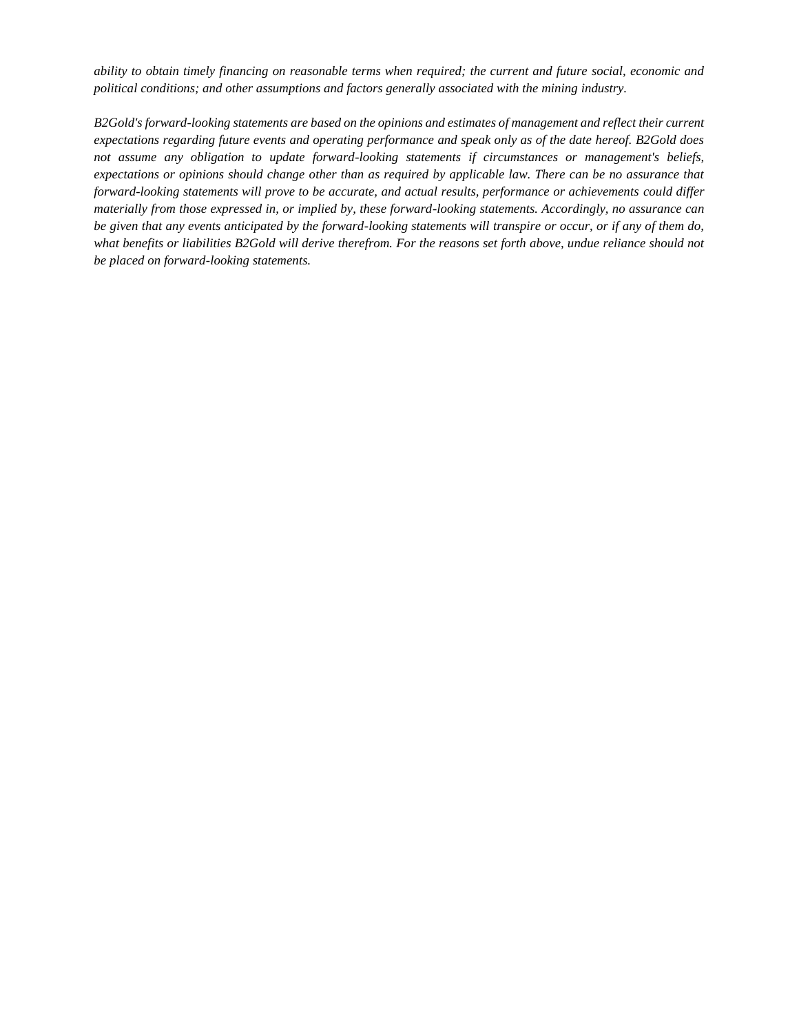*ability to obtain timely financing on reasonable terms when required; the current and future social, economic and political conditions; and other assumptions and factors generally associated with the mining industry.*

*B2Gold's forward-looking statements are based on the opinions and estimates of management and reflect their current expectations regarding future events and operating performance and speak only as of the date hereof. B2Gold does not assume any obligation to update forward-looking statements if circumstances or management's beliefs, expectations or opinions should change other than as required by applicable law. There can be no assurance that forward-looking statements will prove to be accurate, and actual results, performance or achievements could differ materially from those expressed in, or implied by, these forward-looking statements. Accordingly, no assurance can be given that any events anticipated by the forward-looking statements will transpire or occur, or if any of them do, what benefits or liabilities B2Gold will derive therefrom. For the reasons set forth above, undue reliance should not be placed on forward-looking statements.*